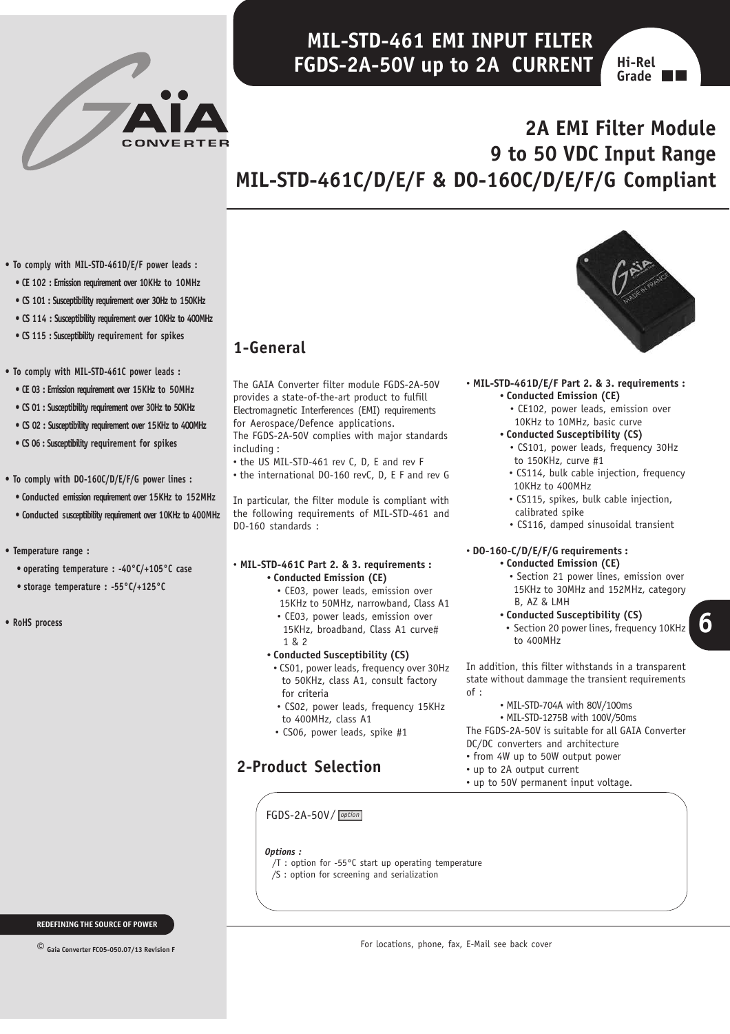# MIL-STD-461 EMI INPUT FILTER FGDS-2A-50V up to 2A CURRENT

Hi-Rel Grade

## 2A EMI Filter Module
## 9 to 50 VDC Input Range
## MIL-STD-461C/D/E/F & DO-160C/D/E/F/G Compliant

- **To comply with MIL-STD-461D/E/F power leads :**
  - **CE 102 : Emission requirement over 10KHz to 10MHz**
  - **CS 101 : Susceptibility requirement over 30Hz to 150KHz**
  - **CS 114 : Susceptibility requirement over 10KHz to 400MHz**
  - **CS 115 : Susceptibility requirement for spikes**
- **To comply with MIL-STD-461C power leads :**
  - **CE 03 : Emission requirement over 15KHz to 50MHz**
  - **CS 01 : Susceptibility requirement over 30Hz to 50KHz**
  - **CS 02 : Susceptibility requirement over 15KHz to 400MHz**
  - **CS 06 : Susceptibility requirement for spikes**
- **To comply with DO-160C/D/E/F/G power lines :**
  - **Conducted emission requirement over 15KHz to 152MHz**
  - **Conducted susceptibility requirement over 10KHz to 400MHz**
- **Temperature range :**
  - **operating temperature : -40°C/+105°C case**
  - **storage temperature : -55°C/+125°C**
- **RoHS process**

## 1-General

The GAIA Converter filter module FGDS-2A-50V provides a state-of-the-art product to fulfill Electromagnetic Interferences (EMI) requirements for Aerospace/Defence applications.
The FGDS-2A-50V complies with major standards including :

- the US MIL-STD-461 rev C, D, E and rev F
- the international DO-160 revC, D, E F and rev G

In particular, the filter module is compliant with the following requirements of MIL-STD-461 and DO-160 standards :

- **MIL-STD-461C Part 2. & 3. requirements :**
  - **Conducted Emission (CE)**
    - CE03, power leads, emission over 15KHz to 50MHz, narrowband, Class A1
    - CE03, power leads, emission over 15KHz, broadband, Class A1 curve# 1 & 2
  - **Conducted Susceptibility (CS)**
    - CS01, power leads, frequency over 30Hz to 50KHz, class A1, consult factory for criteria
    - CS02, power leads, frequency 15KHz to 400MHz, class A1
    - CS06, power leads, spike #1
- **MIL-STD-461D/E/F Part 2. & 3. requirements :**
  - **Conducted Emission (CE)**
    - CE102, power leads, emission over 10KHz to 10MHz, basic curve
  - **Conducted Susceptibility (CS)**
    - CS101, power leads, frequency 30Hz to 150KHz, curve #1
    - CS114, bulk cable injection, frequency 10KHz to 400MHz
    - CS115, spikes, bulk cable injection, calibrated spike
    - CS116, damped sinusoidal transient
- **DO-160-C/D/E/F/G requirements :**
  - **Conducted Emission (CE)**
    - Section 21 power lines, emission over 15KHz to 30MHz and 152MHz, category B, AZ & LMH
  - **Conducted Susceptibility (CS)**
    - Section 20 power lines, frequency 10KHz to 400MHz

In addition, this filter withstands in a transparent state without dammage the transient requirements of :

- MIL-STD-704A with 80V/100ms
- MIL-STD-1275B with 100V/50ms

The FGDS-2A-50V is suitable for all GAIA Converter DC/DC converters and architecture

- from 4W up to 50W output power
- up to 2A output current
- up to 50V permanent input voltage.

## 2-Product Selection

FGDS-2A-50V/ option

***Options :***
/T : option for -55°C start up operating temperature
/S : option for screening and serialization

REDEFINING THE SOURCE OF POWER

© Gaïa Converter FC05-050.07/13 Revision F

For locations, phone, fax, E-Mail see back cover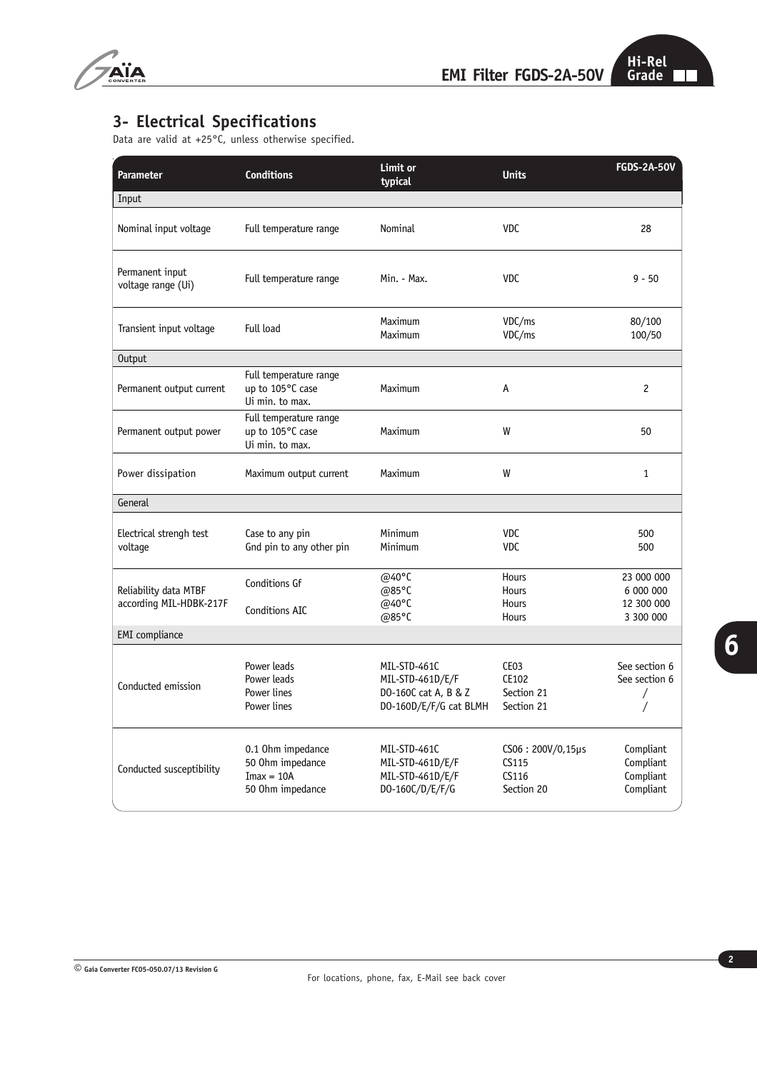## 3- Electrical Specifications

Data are valid at +25°C, unless otherwise specified.

| Parameter | Conditions | Limit or typical | Units | FGDS-2A-50V |
|---|---|---|---|---|
| Input | | | | |
| Nominal input voltage | Full temperature range | Nominal | VDC | 28 |
| Permanent input voltage range (Ui) | Full temperature range | Min. - Max. | VDC | 9 - 50 |
| Transient input voltage | Full load | Maximum<br>Maximum | VDC/ms<br>VDC/ms | 80/100<br>100/50 |
| Output | | | | |
| Permanent output current | Full temperature range up to 105°C case Ui min. to max. | Maximum | A | 2 |
| Permanent output power | Full temperature range up to 105°C case Ui min. to max. | Maximum | W | 50 |
| Power dissipation | Maximum output current | Maximum | W | 1 |
| General | | | | |
| Electrical strengh test voltage | Case to any pin<br>Gnd pin to any other pin | Minimum<br>Minimum | VDC<br>VDC | 500<br>500 |
| Reliability data MTBF according MIL-HDBK-217F | Conditions Gf<br><br>Conditions AIC | @40°C<br>@85°C<br>@40°C<br>@85°C | Hours<br>Hours<br>Hours<br>Hours | 23 000 000<br>6 000 000<br>12 300 000<br>3 300 000 |
| EMI compliance | | | | |
| Conducted emission | Power leads<br>Power leads<br>Power lines<br>Power lines | MIL-STD-461C<br>MIL-STD-461D/E/F<br>DO-160C cat A, B & Z<br>DO-160D/E/F/G cat BLMH | CE03<br>CE102<br>Section 21<br>Section 21 | See section 6<br>See section 6<br>/<br>/ |
| Conducted susceptibility | 0.1 Ohm impedance<br>50 Ohm impedance<br>Imax = 10A<br>50 Ohm impedance | MIL-STD-461C<br>MIL-STD-461D/E/F<br>MIL-STD-461D/E/F<br>DO-160C/D/E/F/G | CS06 : 200V/0,15µs<br>CS115<br>CS116<br>Section 20 | Compliant<br>Compliant<br>Compliant<br>Compliant |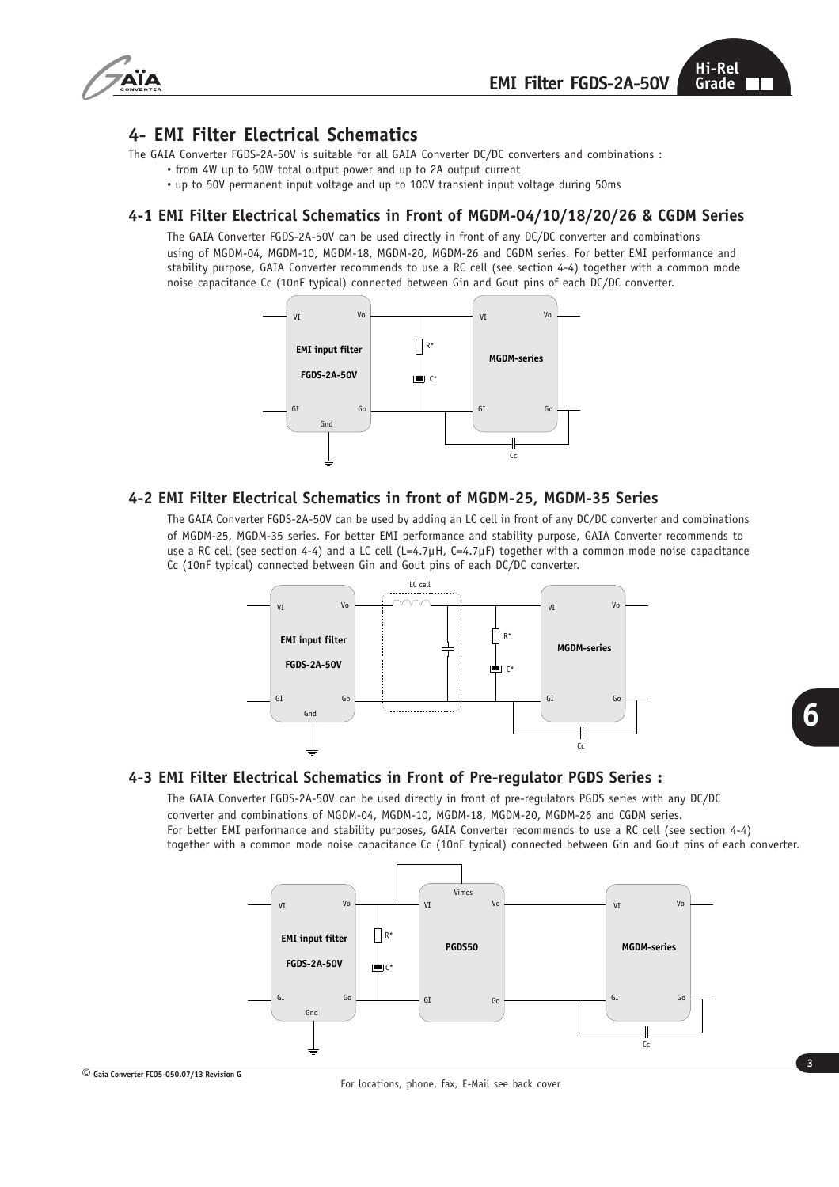## 4- EMI Filter Electrical Schematics

The GAIA Converter FGDS-2A-50V is suitable for all GAIA Converter DC/DC converters and combinations :

- from 4W up to 50W total output power and up to 2A output current
- up to 50V permanent input voltage and up to 100V transient input voltage during 50ms

### 4-1 EMI Filter Electrical Schematics in Front of MGDM-04/10/18/20/26 & CGDM Series

The GAIA Converter FGDS-2A-50V can be used directly in front of any DC/DC converter and combinations using of MGDM-04, MGDM-10, MGDM-18, MGDM-20, MGDM-26 and CGDM series. For better EMI performance and stability purpose, GAIA Converter recommends to use a RC cell (see section 4-4) together with a common mode noise capacitance Cc (10nF typical) connected between Gin and Gout pins of each DC/DC converter.

### 4-2 EMI Filter Electrical Schematics in front of MGDM-25, MGDM-35 Series

The GAIA Converter FGDS-2A-50V can be used by adding an LC cell in front of any DC/DC converter and combinations of MGDM-25, MGDM-35 series. For better EMI performance and stability purpose, GAIA Converter recommends to use a RC cell (see section 4-4) and a LC cell (L=4.7µH, C=4.7µF) together with a common mode noise capacitance Cc (10nF typical) connected between Gin and Gout pins of each DC/DC converter.

### 4-3 EMI Filter Electrical Schematics in Front of Pre-regulator PGDS Series :

The GAIA Converter FGDS-2A-50V can be used directly in front of pre-regulators PGDS series with any DC/DC converter and combinations of MGDM-04, MGDM-10, MGDM-18, MGDM-20, MGDM-26 and CGDM series.
For better EMI performance and stability purposes, GAIA Converter recommends to use a RC cell (see section 4-4) together with a common mode noise capacitance Cc (10nF typical) connected between Gin and Gout pins of each converter.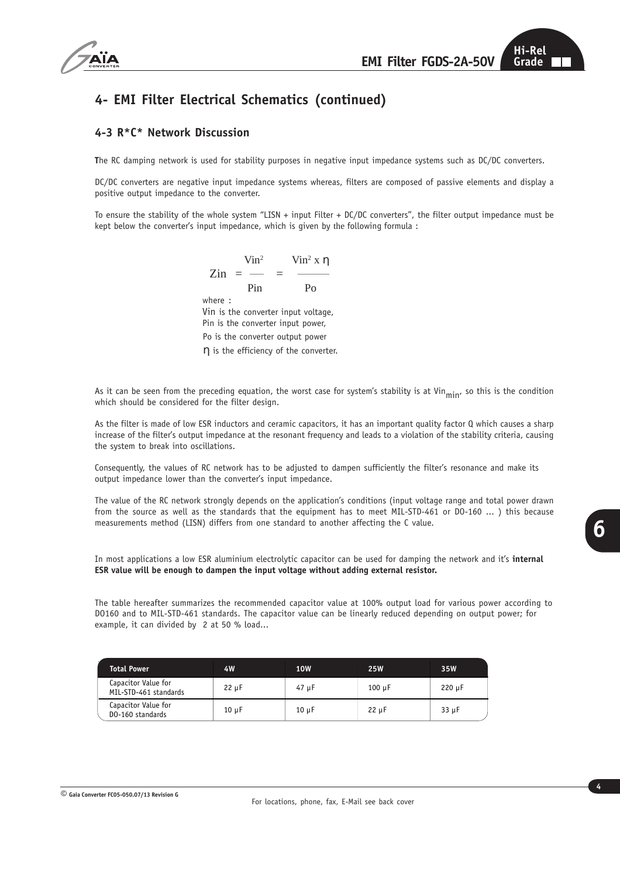## 4- EMI Filter Electrical Schematics (continued)

### 4-3 R*C* Network Discussion

**T**he RC damping network is used for stability purposes in negative input impedance systems such as DC/DC converters.

DC/DC converters are negative input impedance systems whereas, filters are composed of passive elements and display a positive output impedance to the converter.

To ensure the stability of the whole system "LISN + input Filter + DC/DC converters", the filter output impedance must be kept below the converter's input impedance, which is given by the following formula :

$$Zin = \frac{Vin^2}{Pin} = \frac{Vin^2 \times \eta}{Po}$$

where :
Vin is the converter input voltage,
Pin is the converter input power,
Po is the converter output power
$\eta$ is the efficiency of the converter.

As it can be seen from the preceding equation, the worst case for system's stability is at $Vin_{min}$, so this is the condition which should be considered for the filter design.

As the filter is made of low ESR inductors and ceramic capacitors, it has an important quality factor Q which causes a sharp increase of the filter's output impedance at the resonant frequency and leads to a violation of the stability criteria, causing the system to break into oscillations.

Consequently, the values of RC network has to be adjusted to dampen sufficiently the filter's resonance and make its output impedance lower than the converter's input impedance.

The value of the RC network strongly depends on the application's conditions (input voltage range and total power drawn from the source as well as the standards that the equipment has to meet MIL-STD-461 or DO-160 ... ) this because measurements method (LISN) differs from one standard to another affecting the C value.

In most applications a low ESR aluminium electrolytic capacitor can be used for damping the network and it's **internal ESR value will be enough to dampen the input voltage without adding external resistor.**

The table hereafter summarizes the recommended capacitor value at 100% output load for various power according to DO160 and to MIL-STD-461 standards. The capacitor value can be linearly reduced depending on output power; for example, it can divided by 2 at 50 % load...

| Total Power | 4W | 10W | 25W | 35W |
|---|---|---|---|---|
| Capacitor Value for MIL-STD-461 standards | 22 µF | 47 µF | 100 µF | 220 µF |
| Capacitor Value for DO-160 standards | 10 µF | 10 µF | 22 µF | 33 µF |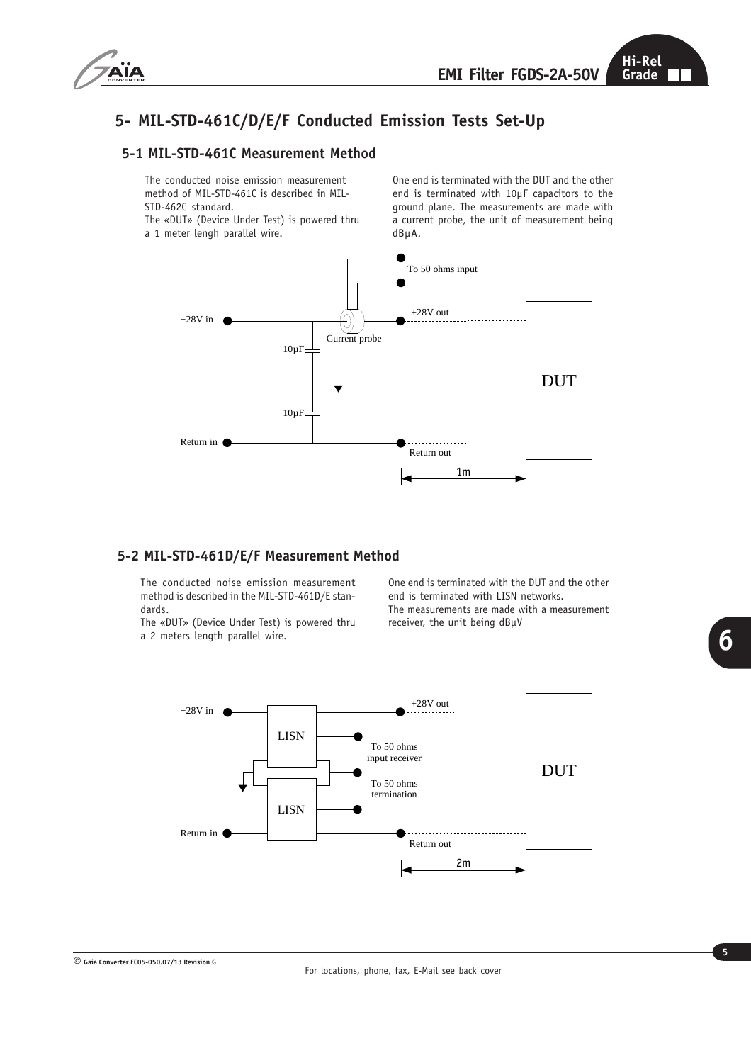# 5- MIL-STD-461C/D/E/F Conducted Emission Tests Set-Up

## 5-1 MIL-STD-461C Measurement Method

The conducted noise emission measurement method of MIL-STD-461C is described in MIL-STD-462C standard.
The «DUT» (Device Under Test) is powered thru a 1 meter lengh parallel wire.

One end is terminated with the DUT and the other end is terminated with 10µF capacitors to the ground plane. The measurements are made with a current probe, the unit of measurement being dBµA.

+28V in
To 50 ohms input
+28V out
Current probe
10µF
10µF
DUT
Return in
Return out
1m

## 5-2 MIL-STD-461D/E/F Measurement Method

The conducted noise emission measurement method is described in the MIL-STD-461D/E standards.
The «DUT» (Device Under Test) is powered thru a 2 meters length parallel wire.

One end is terminated with the DUT and the other end is terminated with LISN networks.
The measurements are made with a measurement receiver, the unit being dBµV

+28V in
+28V out
LISN
To 50 ohms input receiver
To 50 ohms termination
LISN
DUT
Return in
Return out
2m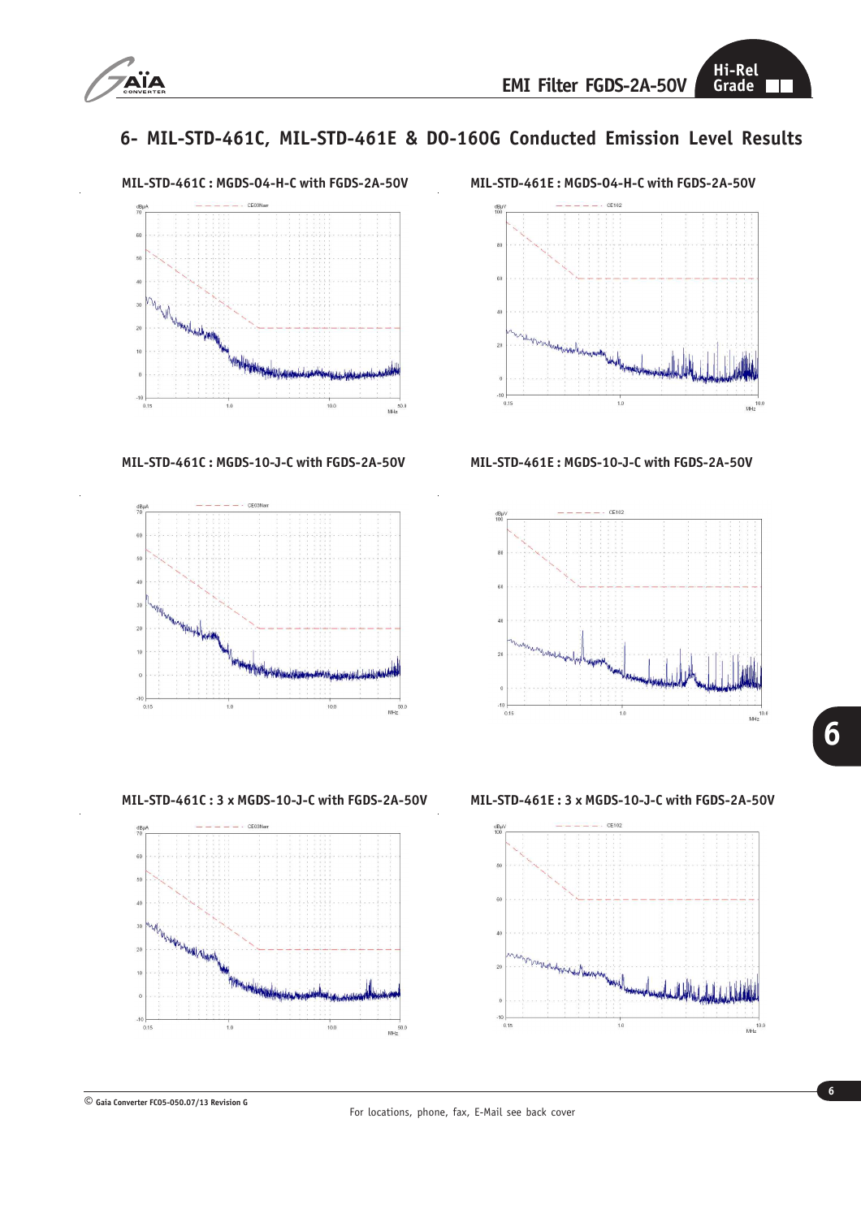## 6- MIL-STD-461C, MIL-STD-461E & DO-160G Conducted Emission Level Results

**MIL-STD-461C : MGDS-04-H-C with FGDS-2A-50V**

**MIL-STD-461E : MGDS-04-H-C with FGDS-2A-50V**

**MIL-STD-461C : MGDS-10-J-C with FGDS-2A-50V**

**MIL-STD-461E : MGDS-10-J-C with FGDS-2A-50V**

**MIL-STD-461C : 3 x MGDS-10-J-C with FGDS-2A-50V**

**MIL-STD-461E : 3 x MGDS-10-J-C with FGDS-2A-50V**

© Gaia Converter FC05-050.07/13 Revision G

For locations, phone, fax, E-Mail see back cover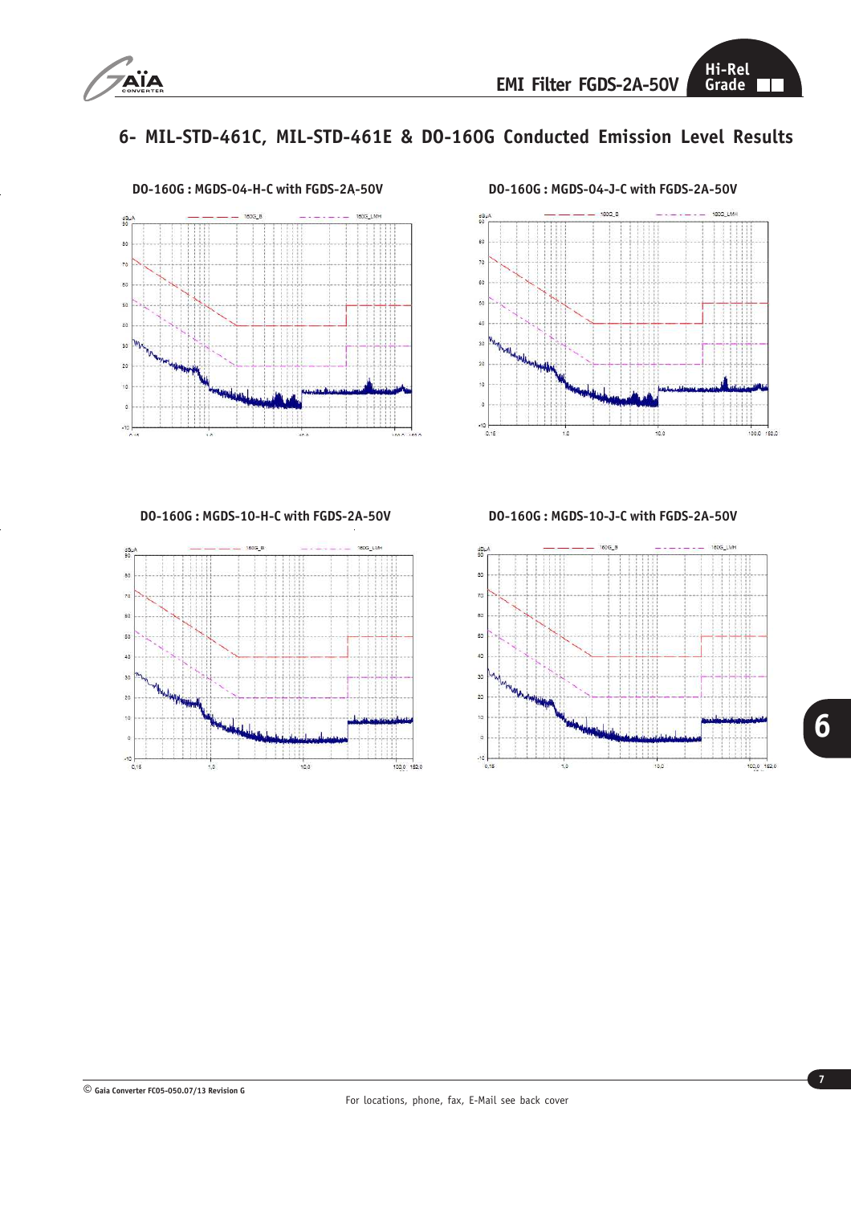## 6- MIL-STD-461C, MIL-STD-461E & DO-160G Conducted Emission Level Results

**DO-160G : MGDS-04-H-C with FGDS-2A-50V**

**DO-160G : MGDS-04-J-C with FGDS-2A-50V**

**DO-160G : MGDS-10-H-C with FGDS-2A-50V**

**DO-160G : MGDS-10-J-C with FGDS-2A-50V**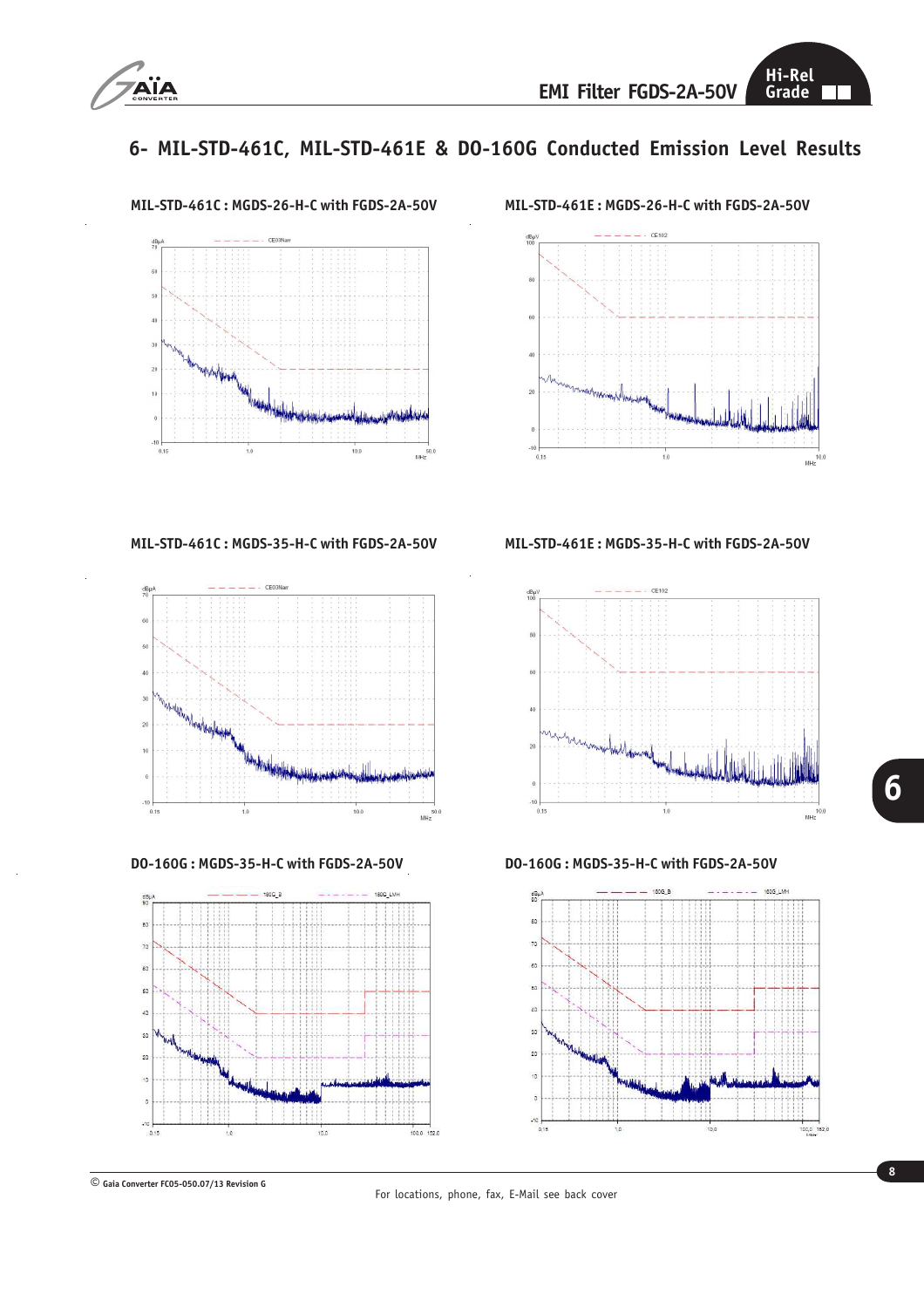## 6- MIL-STD-461C, MIL-STD-461E & DO-160G Conducted Emission Level Results

**MIL-STD-461C : MGDS-26-H-C with FGDS-2A-50V**

**MIL-STD-461E : MGDS-26-H-C with FGDS-2A-50V**

**MIL-STD-461C : MGDS-35-H-C with FGDS-2A-50V**

**MIL-STD-461E : MGDS-35-H-C with FGDS-2A-50V**

**DO-160G : MGDS-35-H-C with FGDS-2A-50V**

**DO-160G : MGDS-35-H-C with FGDS-2A-50V**

© Gaia Converter FC05-050.07/13 Revision G

For locations, phone, fax, E-Mail see back cover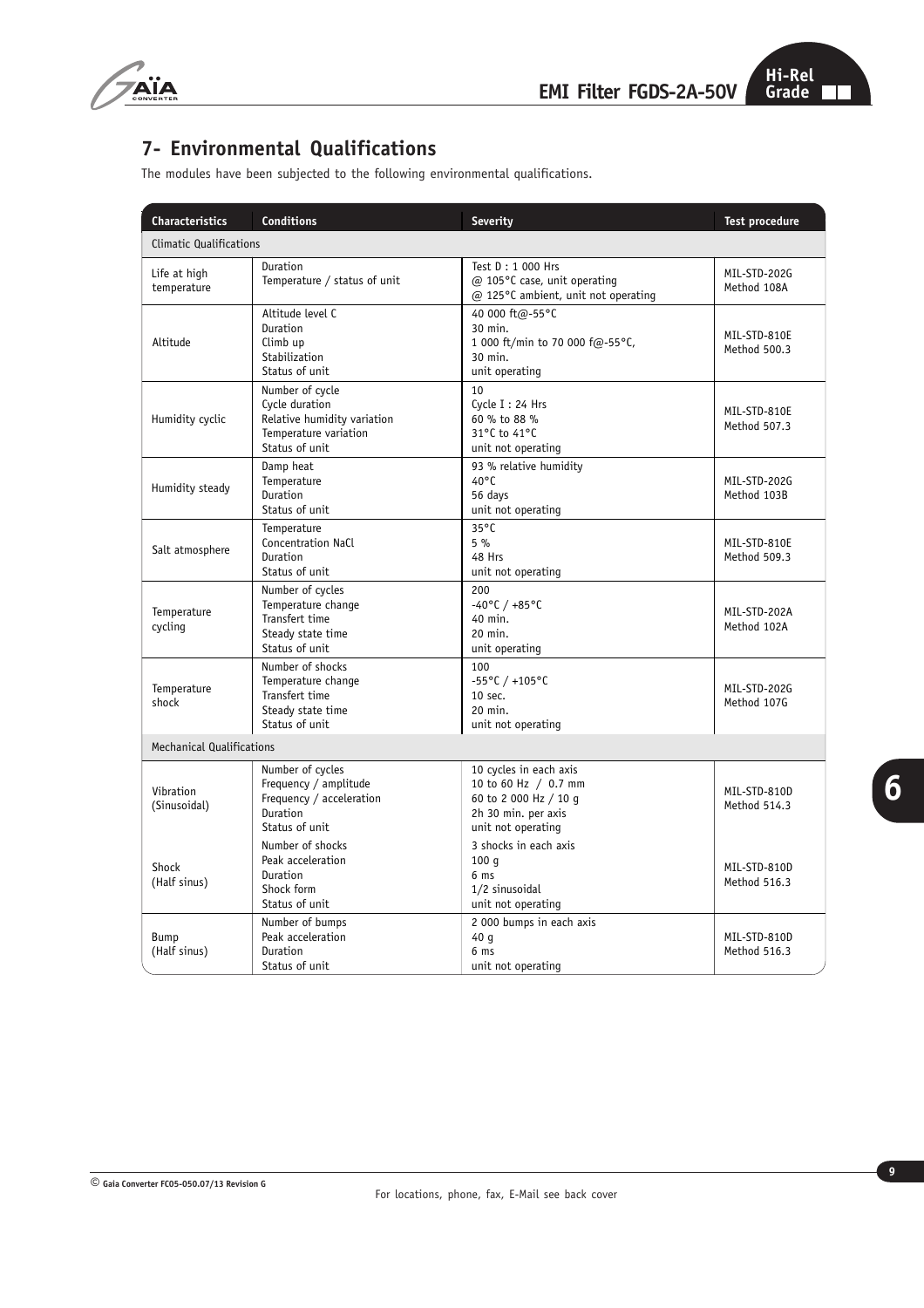## 7- Environmental Qualifications

The modules have been subjected to the following environmental qualifications.

| Characteristics | Conditions | Severity | Test procedure |
|---|---|---|---|
| Climatic Qualifications | | | |
| Life at high temperature | Duration<br>Temperature / status of unit | Test D : 1 000 Hrs<br>@ 105°C case, unit operating<br>@ 125°C ambient, unit not operating | MIL-STD-202G<br>Method 108A |
| Altitude | Altitude level C<br>Duration<br>Climb up<br>Stabilization<br>Status of unit | 40 000 ft@-55°C<br>30 min.<br>1 000 ft/min to 70 000 f@-55°C,<br>30 min.<br>unit operating | MIL-STD-810E<br>Method 500.3 |
| Humidity cyclic | Number of cycle<br>Cycle duration<br>Relative humidity variation<br>Temperature variation<br>Status of unit | 10<br>Cycle I : 24 Hrs<br>60 % to 88 %<br>31°C to 41°C<br>unit not operating | MIL-STD-810E<br>Method 507.3 |
| Humidity steady | Damp heat<br>Temperature<br>Duration<br>Status of unit | 93 % relative humidity<br>40°C<br>56 days<br>unit not operating | MIL-STD-202G<br>Method 103B |
| Salt atmosphere | Temperature<br>Concentration NaCl<br>Duration<br>Status of unit | 35°C<br>5 %<br>48 Hrs<br>unit not operating | MIL-STD-810E<br>Method 509.3 |
| Temperature cycling | Number of cycles<br>Temperature change<br>Transfert time<br>Steady state time<br>Status of unit | 200<br>-40°C / +85°C<br>40 min.<br>20 min.<br>unit operating | MIL-STD-202A<br>Method 102A |
| Temperature shock | Number of shocks<br>Temperature change<br>Transfert time<br>Steady state time<br>Status of unit | 100<br>-55°C / +105°C<br>10 sec.<br>20 min.<br>unit not operating | MIL-STD-202G<br>Method 107G |
| Mechanical Qualifications | | | |
| Vibration (Sinusoidal) | Number of cycles<br>Frequency / amplitude<br>Frequency / acceleration<br>Duration<br>Status of unit | 10 cycles in each axis<br>10 to 60 Hz / 0.7 mm<br>60 to 2 000 Hz / 10 g<br>2h 30 min. per axis<br>unit not operating | MIL-STD-810D<br>Method 514.3 |
| Shock (Half sinus) | Number of shocks<br>Peak acceleration<br>Duration<br>Shock form<br>Status of unit | 3 shocks in each axis<br>100 g<br>6 ms<br>1/2 sinusoidal<br>unit not operating | MIL-STD-810D<br>Method 516.3 |
| Bump (Half sinus) | Number of bumps<br>Peak acceleration<br>Duration<br>Status of unit | 2 000 bumps in each axis<br>40 g<br>6 ms<br>unit not operating | MIL-STD-810D<br>Method 516.3 |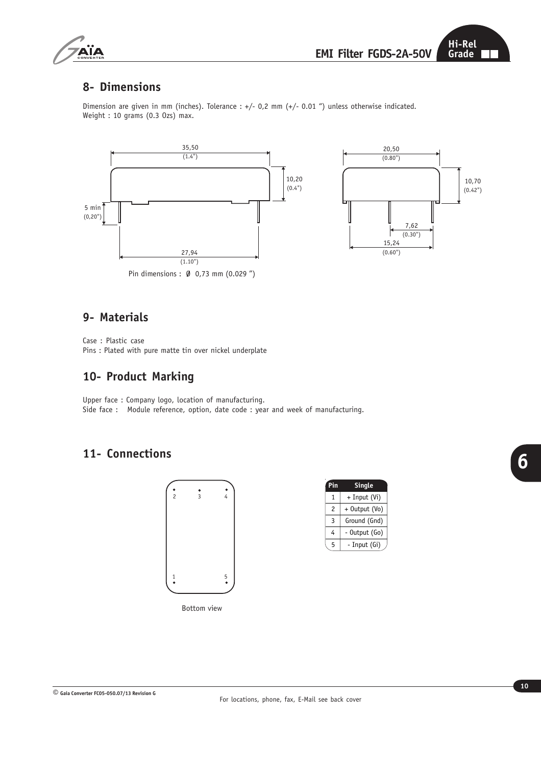## 8- Dimensions

Dimension are given in mm (inches). Tolerance : +/- 0,2 mm (+/- 0.01 ") unless otherwise indicated.
Weight : 10 grams (0.3 Ozs) max.

Pin dimensions : Ø 0,73 mm (0.029 ")

## 9- Materials

Case : Plastic case
Pins : Plated with pure matte tin over nickel underplate

## 10- Product Marking

Upper face : Company logo, location of manufacturing.
Side face : Module reference, option, date code : year and week of manufacturing.

## 11- Connections

Bottom view

| Pin | Single |
|---|---|
| 1 | + Input (Vi) |
| 2 | + Output (Vo) |
| 3 | Ground (Gnd) |
| 4 | - Output (Go) |
| 5 | - Input (Gi) |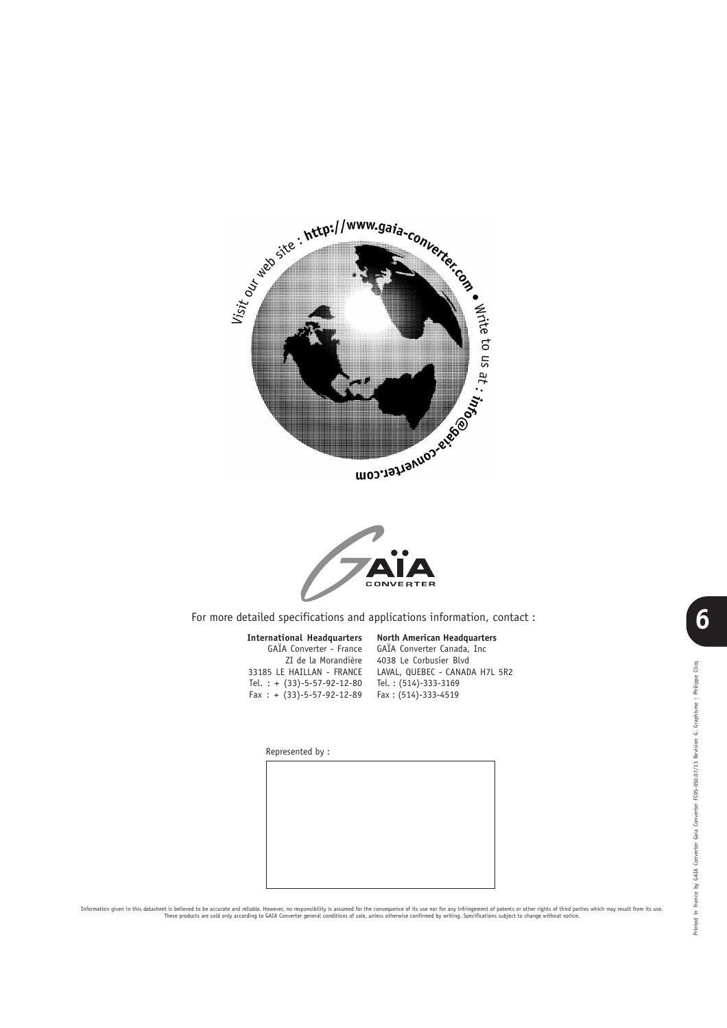Visit our web site : **http://www.gaia-converter.com** • Write to us at : **info@gaia-converter.com**

GAÏA CONVERTER

For more detailed specifications and applications information, contact :

**International Headquarters**
GAÏA Converter - France
ZI de la Morandière
33185 LE HAILLAN - FRANCE
Tel. : + (33)-5-57-92-12-80
Fax : + (33)-5-57-92-12-89

**North American Headquarters**
GAÏA Converter Canada, Inc
4038 Le Corbusier Blvd
LAVAL, QUEBEC - CANADA H7L 5R2
Tel. : (514)-333-3169
Fax : (514)-333-4519

Represented by :

Information given in this datasheet is believed to be accurate and reliable. However, no responsibility is assumed for the consequence of its use nor for any infringement of patents or other rights of third parties which may result from its use. These products are sold only according to GAIA Converter general conditions of sale, unless otherwise confirmed by writing. Specifications subject to change without notice.

Printed in France by GAIA Converter Gaia Converter FC05-050.07/13 Revision G. Graphisme : Philippe Clicq